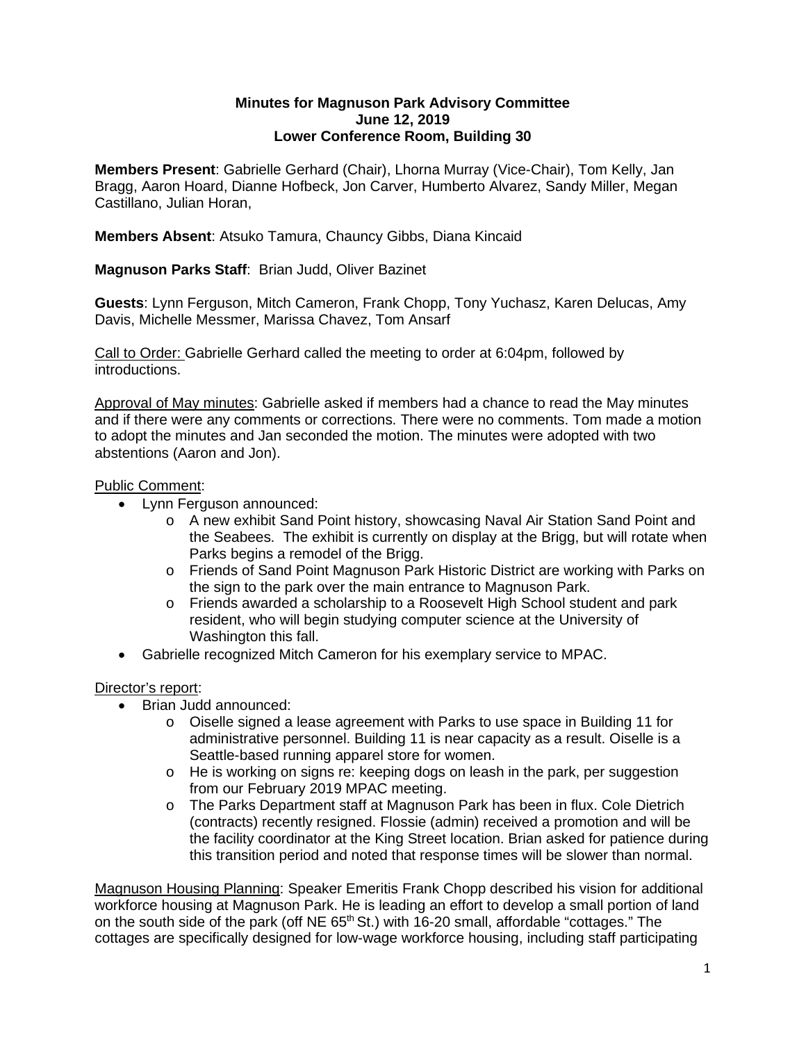**Minutes for Magnuson Park Advisory Committee**
**June 12, 2019**
**Lower Conference Room, Building 30**

**Members Present**: Gabrielle Gerhard (Chair), Lhorna Murray (Vice-Chair), Tom Kelly, Jan Bragg, Aaron Hoard, Dianne Hofbeck, Jon Carver, Humberto Alvarez, Sandy Miller, Megan Castillano, Julian Horan,

**Members Absent**: Atsuko Tamura, Chauncy Gibbs, Diana Kincaid

**Magnuson Parks Staff**: Brian Judd, Oliver Bazinet

**Guests**: Lynn Ferguson, Mitch Cameron, Frank Chopp, Tony Yuchasz, Karen Delucas, Amy Davis, Michelle Messmer, Marissa Chavez, Tom Ansarf

Call to Order: Gabrielle Gerhard called the meeting to order at 6:04pm, followed by introductions.

Approval of May minutes: Gabrielle asked if members had a chance to read the May minutes and if there were any comments or corrections. There were no comments. Tom made a motion to adopt the minutes and Jan seconded the motion. The minutes were adopted with two abstentions (Aaron and Jon).

Public Comment:

- Lynn Ferguson announced:
  - A new exhibit Sand Point history, showcasing Naval Air Station Sand Point and the Seabees. The exhibit is currently on display at the Brigg, but will rotate when Parks begins a remodel of the Brigg.
  - Friends of Sand Point Magnuson Park Historic District are working with Parks on the sign to the park over the main entrance to Magnuson Park.
  - Friends awarded a scholarship to a Roosevelt High School student and park resident, who will begin studying computer science at the University of Washington this fall.
- Gabrielle recognized Mitch Cameron for his exemplary service to MPAC.

Director's report:

- Brian Judd announced:
  - Oiselle signed a lease agreement with Parks to use space in Building 11 for administrative personnel. Building 11 is near capacity as a result. Oiselle is a Seattle-based running apparel store for women.
  - He is working on signs re: keeping dogs on leash in the park, per suggestion from our February 2019 MPAC meeting.
  - The Parks Department staff at Magnuson Park has been in flux. Cole Dietrich (contracts) recently resigned. Flossie (admin) received a promotion and will be the facility coordinator at the King Street location. Brian asked for patience during this transition period and noted that response times will be slower than normal.

Magnuson Housing Planning: Speaker Emeritis Frank Chopp described his vision for additional workforce housing at Magnuson Park. He is leading an effort to develop a small portion of land on the south side of the park (off NE 65th St.) with 16-20 small, affordable "cottages." The cottages are specifically designed for low-wage workforce housing, including staff participating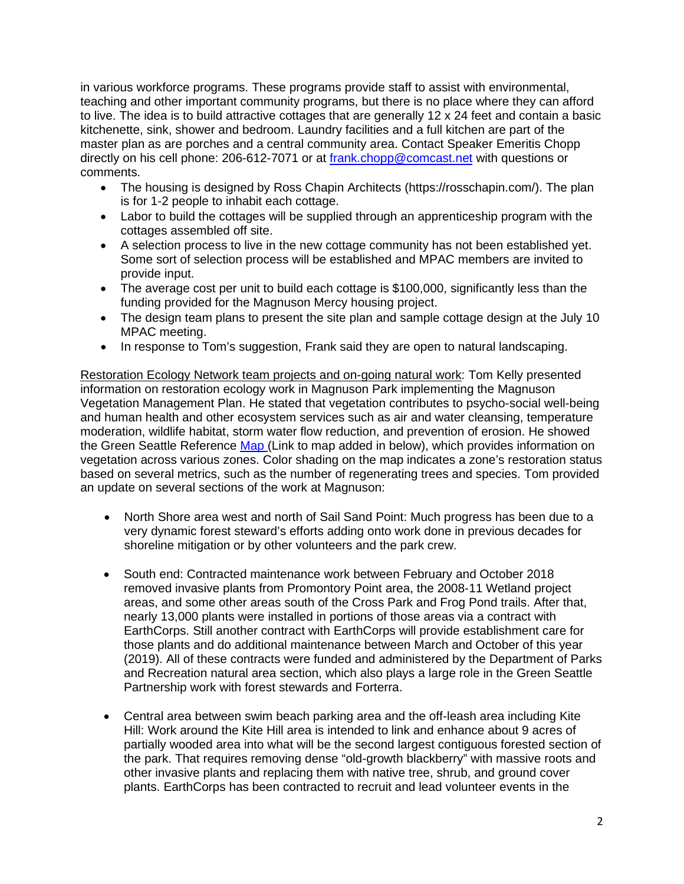in various workforce programs. These programs provide staff to assist with environmental, teaching and other important community programs, but there is no place where they can afford to live. The idea is to build attractive cottages that are generally 12 x 24 feet and contain a basic kitchenette, sink, shower and bedroom. Laundry facilities and a full kitchen are part of the master plan as are porches and a central community area. Contact Speaker Emeritis Chopp directly on his cell phone: 206-612-7071 or at [frank.chopp@comcast.net](mailto:frank.chopp@comcast.net) with questions or comments.

- The housing is designed by Ross Chapin Architects (https://rosschapin.com/). The plan is for 1-2 people to inhabit each cottage.
- Labor to build the cottages will be supplied through an apprenticeship program with the cottages assembled off site.
- A selection process to live in the new cottage community has not been established yet. Some sort of selection process will be established and MPAC members are invited to provide input.
- The average cost per unit to build each cottage is $100,000, significantly less than the funding provided for the Magnuson Mercy housing project.
- The design team plans to present the site plan and sample cottage design at the July 10 MPAC meeting.
- In response to Tom's suggestion, Frank said they are open to natural landscaping.

<u>Restoration Ecology Network team projects and on-going natural work</u>: Tom Kelly presented information on restoration ecology work in Magnuson Park implementing the Magnuson Vegetation Management Plan. He stated that vegetation contributes to psycho-social well-being and human health and other ecosystem services such as air and water cleansing, temperature moderation, wildlife habitat, storm water flow reduction, and prevention of erosion. He showed the Green Seattle Reference [Map](#) (Link to map added in below), which provides information on vegetation across various zones. Color shading on the map indicates a zone's restoration status based on several metrics, such as the number of regenerating trees and species. Tom provided an update on several sections of the work at Magnuson:

- North Shore area west and north of Sail Sand Point: Much progress has been due to a very dynamic forest steward's efforts adding onto work done in previous decades for shoreline mitigation or by other volunteers and the park crew.

- South end: Contracted maintenance work between February and October 2018 removed invasive plants from Promontory Point area, the 2008-11 Wetland project areas, and some other areas south of the Cross Park and Frog Pond trails. After that, nearly 13,000 plants were installed in portions of those areas via a contract with EarthCorps. Still another contract with EarthCorps will provide establishment care for those plants and do additional maintenance between March and October of this year (2019). All of these contracts were funded and administered by the Department of Parks and Recreation natural area section, which also plays a large role in the Green Seattle Partnership work with forest stewards and Forterra.

- Central area between swim beach parking area and the off-leash area including Kite Hill: Work around the Kite Hill area is intended to link and enhance about 9 acres of partially wooded area into what will be the second largest contiguous forested section of the park. That requires removing dense "old-growth blackberry" with massive roots and other invasive plants and replacing them with native tree, shrub, and ground cover plants. EarthCorps has been contracted to recruit and lead volunteer events in the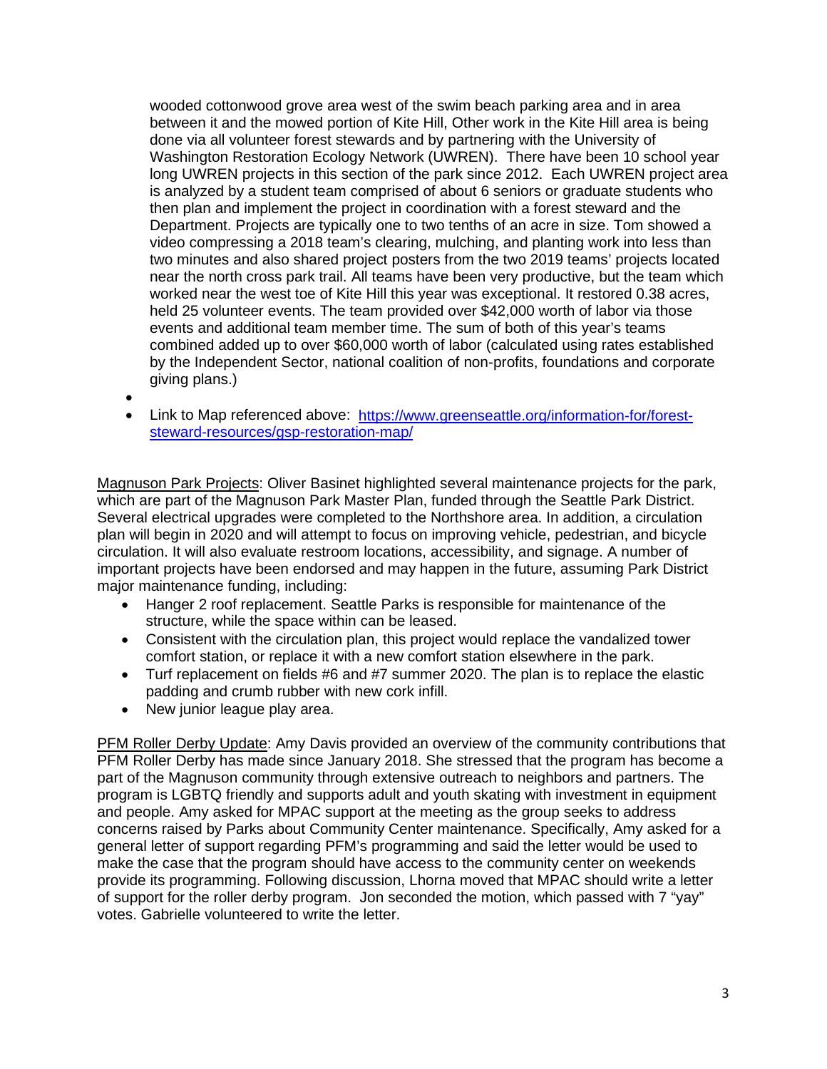wooded cottonwood grove area west of the swim beach parking area and in area between it and the mowed portion of Kite Hill, Other work in the Kite Hill area is being done via all volunteer forest stewards and by partnering with the University of Washington Restoration Ecology Network (UWREN). There have been 10 school year long UWREN projects in this section of the park since 2012. Each UWREN project area is analyzed by a student team comprised of about 6 seniors or graduate students who then plan and implement the project in coordination with a forest steward and the Department. Projects are typically one to two tenths of an acre in size. Tom showed a video compressing a 2018 team's clearing, mulching, and planting work into less than two minutes and also shared project posters from the two 2019 teams' projects located near the north cross park trail. All teams have been very productive, but the team which worked near the west toe of Kite Hill this year was exceptional. It restored 0.38 acres, held 25 volunteer events. The team provided over $42,000 worth of labor via those events and additional team member time. The sum of both of this year's teams combined added up to over $60,000 worth of labor (calculated using rates established by the Independent Sector, national coalition of non-profits, foundations and corporate giving plans.)

- 
- Link to Map referenced above: [https://www.greenseattle.org/information-for/forest-steward-resources/gsp-restoration-map/](https://www.greenseattle.org/information-for/forest-steward-resources/gsp-restoration-map/)

Magnuson Park Projects: Oliver Basinet highlighted several maintenance projects for the park, which are part of the Magnuson Park Master Plan, funded through the Seattle Park District. Several electrical upgrades were completed to the Northshore area. In addition, a circulation plan will begin in 2020 and will attempt to focus on improving vehicle, pedestrian, and bicycle circulation. It will also evaluate restroom locations, accessibility, and signage. A number of important projects have been endorsed and may happen in the future, assuming Park District major maintenance funding, including:

- Hanger 2 roof replacement. Seattle Parks is responsible for maintenance of the structure, while the space within can be leased.
- Consistent with the circulation plan, this project would replace the vandalized tower comfort station, or replace it with a new comfort station elsewhere in the park.
- Turf replacement on fields #6 and #7 summer 2020. The plan is to replace the elastic padding and crumb rubber with new cork infill.
- New junior league play area.

PFM Roller Derby Update: Amy Davis provided an overview of the community contributions that PFM Roller Derby has made since January 2018. She stressed that the program has become a part of the Magnuson community through extensive outreach to neighbors and partners. The program is LGBTQ friendly and supports adult and youth skating with investment in equipment and people. Amy asked for MPAC support at the meeting as the group seeks to address concerns raised by Parks about Community Center maintenance. Specifically, Amy asked for a general letter of support regarding PFM's programming and said the letter would be used to make the case that the program should have access to the community center on weekends provide its programming. Following discussion, Lhorna moved that MPAC should write a letter of support for the roller derby program. Jon seconded the motion, which passed with 7 "yay" votes. Gabrielle volunteered to write the letter.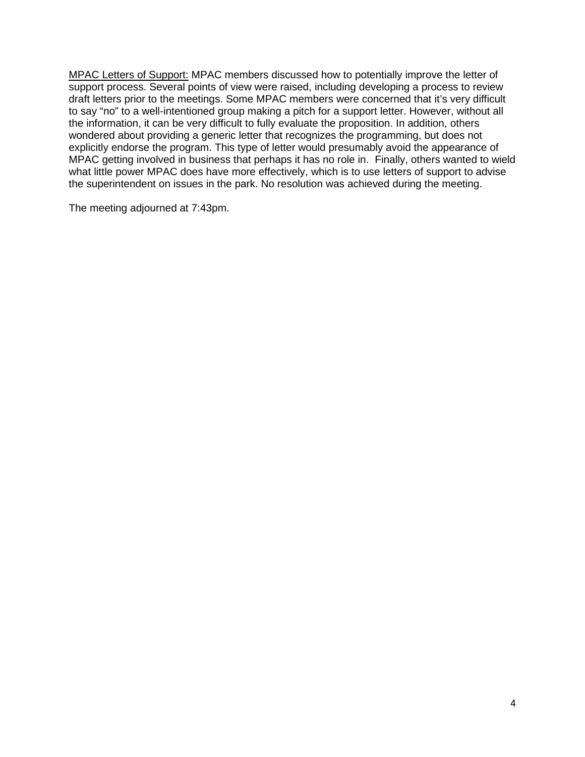<u>MPAC Letters of Support:</u> MPAC members discussed how to potentially improve the letter of support process. Several points of view were raised, including developing a process to review draft letters prior to the meetings. Some MPAC members were concerned that it's very difficult to say "no" to a well-intentioned group making a pitch for a support letter. However, without all the information, it can be very difficult to fully evaluate the proposition. In addition, others wondered about providing a generic letter that recognizes the programming, but does not explicitly endorse the program. This type of letter would presumably avoid the appearance of MPAC getting involved in business that perhaps it has no role in. Finally, others wanted to wield what little power MPAC does have more effectively, which is to use letters of support to advise the superintendent on issues in the park. No resolution was achieved during the meeting.

The meeting adjourned at 7:43pm.